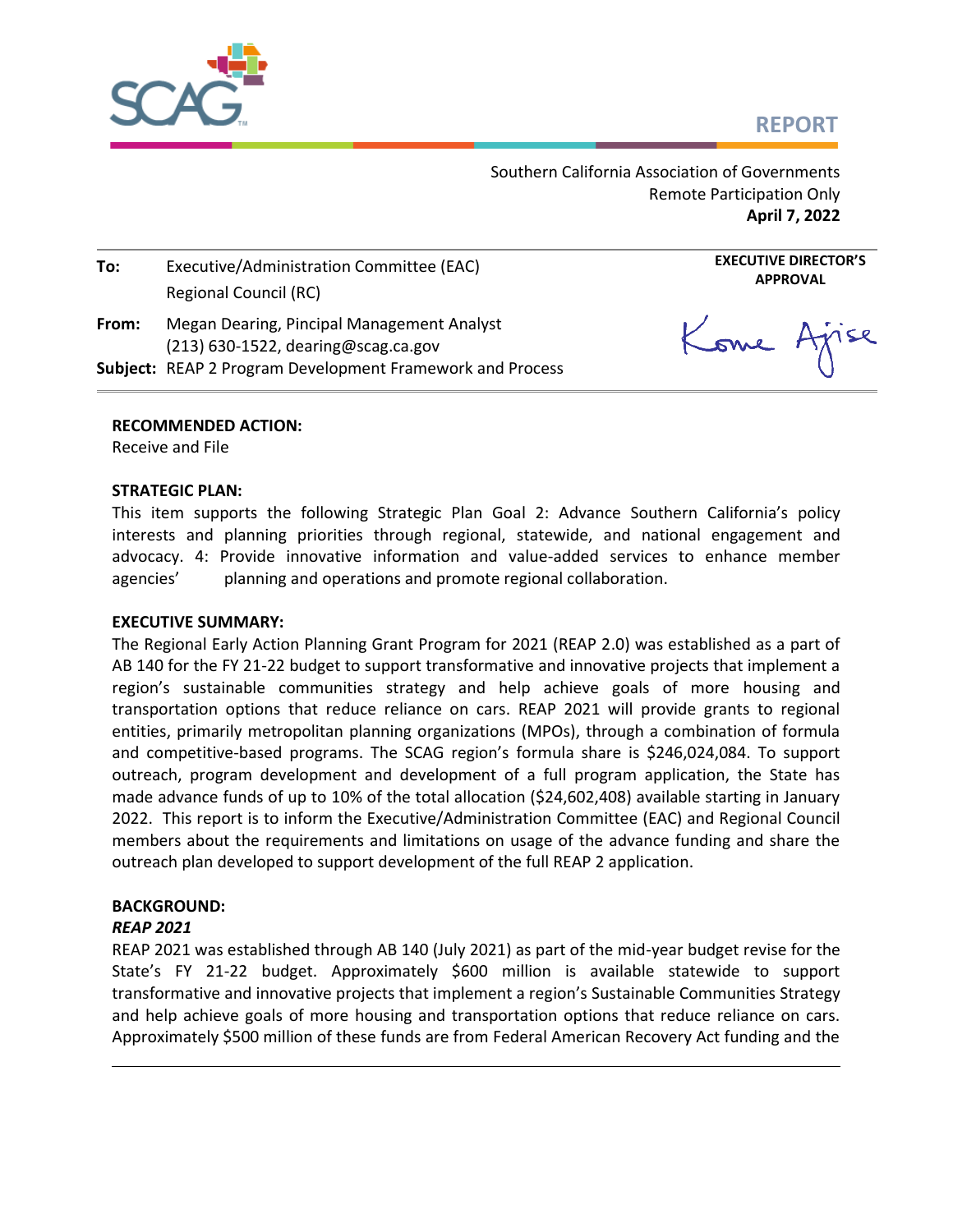**REPORT**

Southern California Association of Governments
Remote Participation Only
**April 7, 2022**

| | | |
|---|---|---|
| **To:** | Executive/Administration Committee (EAC)<br>Regional Council (RC) | **EXECUTIVE DIRECTOR'S APPROVAL** |
| **From:** | Megan Dearing, Pincipal Management Analyst<br>(213) 630-1522, dearing@scag.ca.gov | Kome Ajise |
| **Subject:** | REAP 2 Program Development Framework and Process | |

**RECOMMENDED ACTION:**
Receive and File

**STRATEGIC PLAN:**
This item supports the following Strategic Plan Goal 2: Advance Southern California's policy interests and planning priorities through regional, statewide, and national engagement and advocacy. 4: Provide innovative information and value-added services to enhance member agencies' planning and operations and promote regional collaboration.

**EXECUTIVE SUMMARY:**
The Regional Early Action Planning Grant Program for 2021 (REAP 2.0) was established as a part of AB 140 for the FY 21-22 budget to support transformative and innovative projects that implement a region's sustainable communities strategy and help achieve goals of more housing and transportation options that reduce reliance on cars. REAP 2021 will provide grants to regional entities, primarily metropolitan planning organizations (MPOs), through a combination of formula and competitive-based programs. The SCAG region's formula share is $246,024,084. To support outreach, program development and development of a full program application, the State has made advance funds of up to 10% of the total allocation ($24,602,408) available starting in January 2022. This report is to inform the Executive/Administration Committee (EAC) and Regional Council members about the requirements and limitations on usage of the advance funding and share the outreach plan developed to support development of the full REAP 2 application.

**BACKGROUND:**

***REAP 2021***

REAP 2021 was established through AB 140 (July 2021) as part of the mid-year budget revise for the State's FY 21-22 budget. Approximately $600 million is available statewide to support transformative and innovative projects that implement a region's Sustainable Communities Strategy and help achieve goals of more housing and transportation options that reduce reliance on cars. Approximately $500 million of these funds are from Federal American Recovery Act funding and the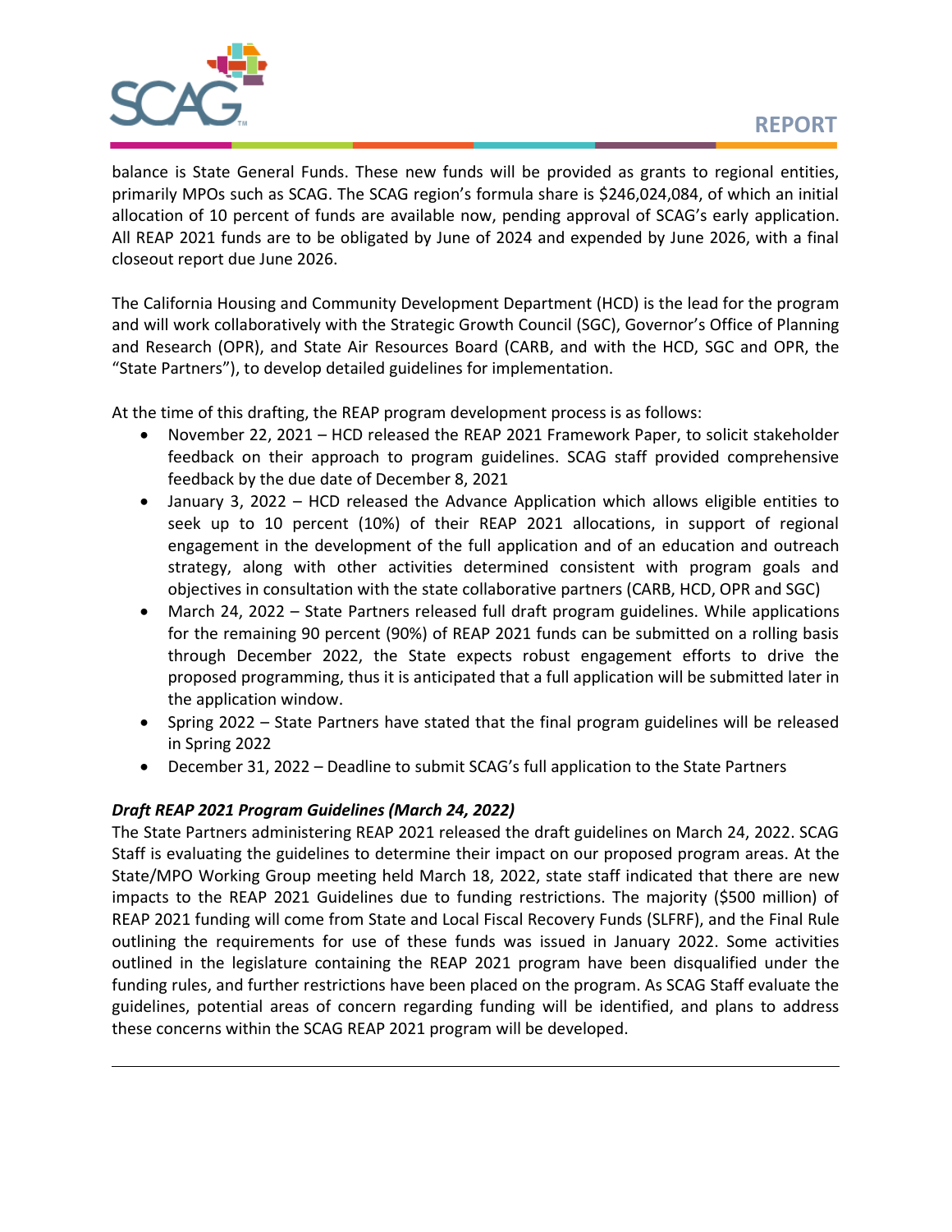balance is State General Funds. These new funds will be provided as grants to regional entities, primarily MPOs such as SCAG. The SCAG region's formula share is $246,024,084, of which an initial allocation of 10 percent of funds are available now, pending approval of SCAG's early application. All REAP 2021 funds are to be obligated by June of 2024 and expended by June 2026, with a final closeout report due June 2026.

The California Housing and Community Development Department (HCD) is the lead for the program and will work collaboratively with the Strategic Growth Council (SGC), Governor's Office of Planning and Research (OPR), and State Air Resources Board (CARB, and with the HCD, SGC and OPR, the "State Partners"), to develop detailed guidelines for implementation.

At the time of this drafting, the REAP program development process is as follows:

- November 22, 2021 – HCD released the REAP 2021 Framework Paper, to solicit stakeholder feedback on their approach to program guidelines. SCAG staff provided comprehensive feedback by the due date of December 8, 2021
- January 3, 2022 – HCD released the Advance Application which allows eligible entities to seek up to 10 percent (10%) of their REAP 2021 allocations, in support of regional engagement in the development of the full application and of an education and outreach strategy, along with other activities determined consistent with program goals and objectives in consultation with the state collaborative partners (CARB, HCD, OPR and SGC)
- March 24, 2022 – State Partners released full draft program guidelines. While applications for the remaining 90 percent (90%) of REAP 2021 funds can be submitted on a rolling basis through December 2022, the State expects robust engagement efforts to drive the proposed programming, thus it is anticipated that a full application will be submitted later in the application window.
- Spring 2022 – State Partners have stated that the final program guidelines will be released in Spring 2022
- December 31, 2022 – Deadline to submit SCAG's full application to the State Partners

***Draft REAP 2021 Program Guidelines (March 24, 2022)***

The State Partners administering REAP 2021 released the draft guidelines on March 24, 2022. SCAG Staff is evaluating the guidelines to determine their impact on our proposed program areas. At the State/MPO Working Group meeting held March 18, 2022, state staff indicated that there are new impacts to the REAP 2021 Guidelines due to funding restrictions. The majority ($500 million) of REAP 2021 funding will come from State and Local Fiscal Recovery Funds (SLFRF), and the Final Rule outlining the requirements for use of these funds was issued in January 2022. Some activities outlined in the legislature containing the REAP 2021 program have been disqualified under the funding rules, and further restrictions have been placed on the program. As SCAG Staff evaluate the guidelines, potential areas of concern regarding funding will be identified, and plans to address these concerns within the SCAG REAP 2021 program will be developed.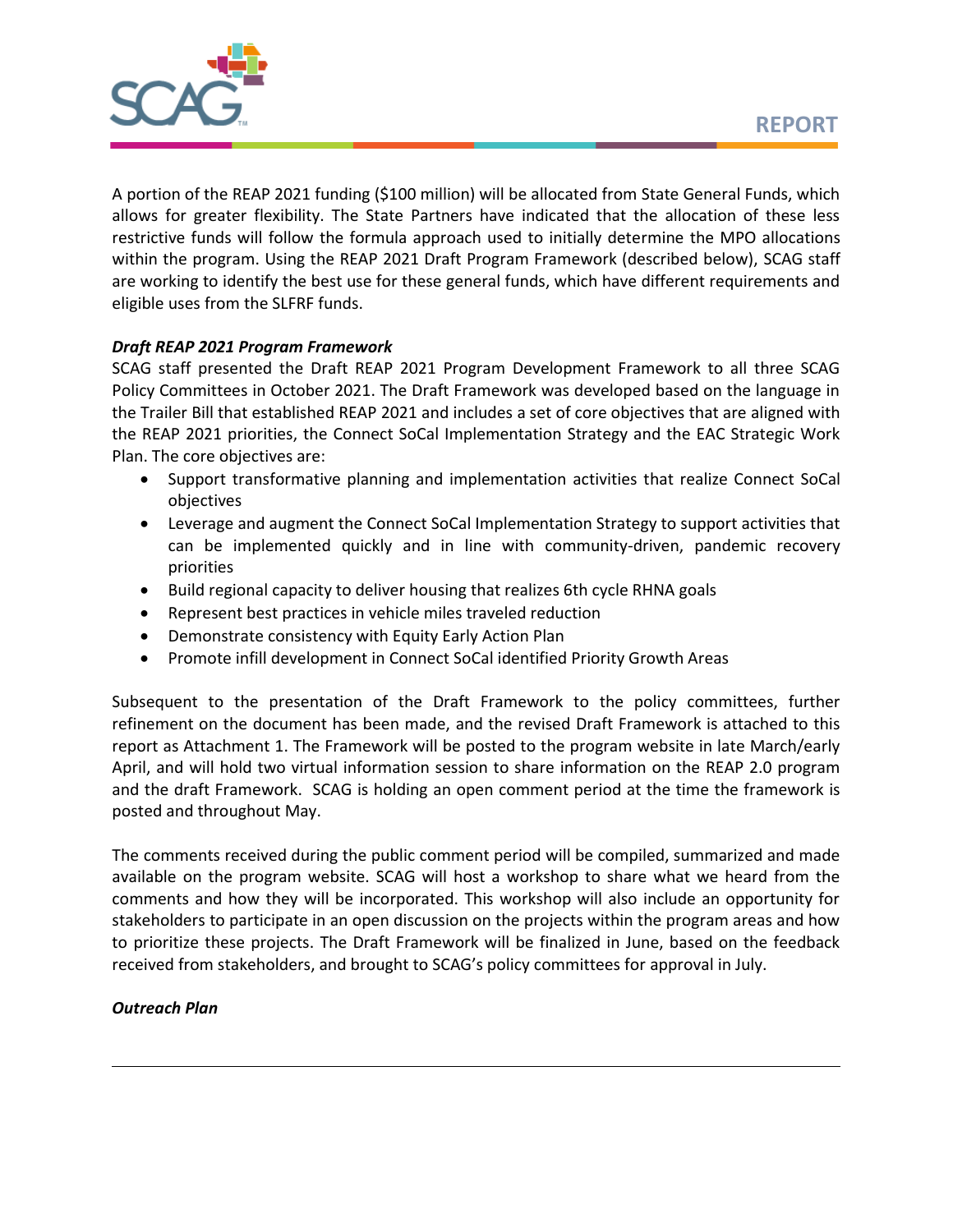A portion of the REAP 2021 funding ($100 million) will be allocated from State General Funds, which allows for greater flexibility. The State Partners have indicated that the allocation of these less restrictive funds will follow the formula approach used to initially determine the MPO allocations within the program. Using the REAP 2021 Draft Program Framework (described below), SCAG staff are working to identify the best use for these general funds, which have different requirements and eligible uses from the SLFRF funds.

***Draft REAP 2021 Program Framework***

SCAG staff presented the Draft REAP 2021 Program Development Framework to all three SCAG Policy Committees in October 2021. The Draft Framework was developed based on the language in the Trailer Bill that established REAP 2021 and includes a set of core objectives that are aligned with the REAP 2021 priorities, the Connect SoCal Implementation Strategy and the EAC Strategic Work Plan. The core objectives are:

- Support transformative planning and implementation activities that realize Connect SoCal objectives
- Leverage and augment the Connect SoCal Implementation Strategy to support activities that can be implemented quickly and in line with community-driven, pandemic recovery priorities
- Build regional capacity to deliver housing that realizes 6th cycle RHNA goals
- Represent best practices in vehicle miles traveled reduction
- Demonstrate consistency with Equity Early Action Plan
- Promote infill development in Connect SoCal identified Priority Growth Areas

Subsequent to the presentation of the Draft Framework to the policy committees, further refinement on the document has been made, and the revised Draft Framework is attached to this report as Attachment 1. The Framework will be posted to the program website in late March/early April, and will hold two virtual information session to share information on the REAP 2.0 program and the draft Framework. SCAG is holding an open comment period at the time the framework is posted and throughout May.

The comments received during the public comment period will be compiled, summarized and made available on the program website. SCAG will host a workshop to share what we heard from the comments and how they will be incorporated. This workshop will also include an opportunity for stakeholders to participate in an open discussion on the projects within the program areas and how to prioritize these projects. The Draft Framework will be finalized in June, based on the feedback received from stakeholders, and brought to SCAG's policy committees for approval in July.

***Outreach Plan***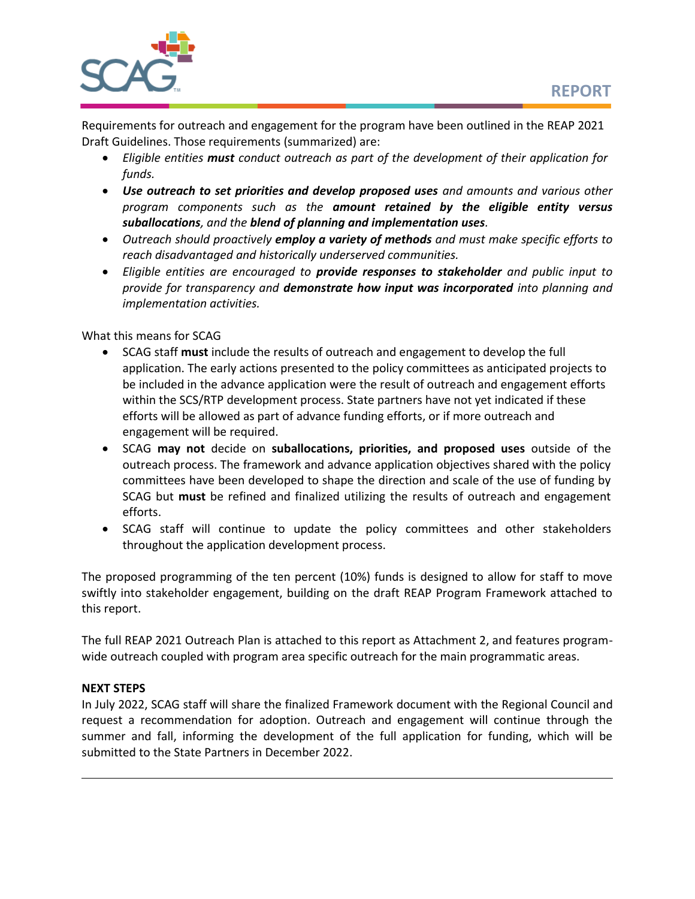Requirements for outreach and engagement for the program have been outlined in the REAP 2021 Draft Guidelines. Those requirements (summarized) are:

- *Eligible entities* ***must*** *conduct outreach as part of the development of their application for funds.*
- ***Use outreach to set priorities and develop proposed uses*** *and amounts and various other program components such as the* ***amount retained by the eligible entity versus suballocations****, and the* ***blend of planning and implementation uses****.*
- *Outreach should proactively* ***employ a variety of methods*** *and must make specific efforts to reach disadvantaged and historically underserved communities.*
- *Eligible entities are encouraged to* ***provide responses to stakeholder*** *and public input to provide for transparency and* ***demonstrate how input was incorporated*** *into planning and implementation activities.*

What this means for SCAG

- SCAG staff **must** include the results of outreach and engagement to develop the full application. The early actions presented to the policy committees as anticipated projects to be included in the advance application were the result of outreach and engagement efforts within the SCS/RTP development process. State partners have not yet indicated if these efforts will be allowed as part of advance funding efforts, or if more outreach and engagement will be required.
- SCAG **may not** decide on **suballocations, priorities, and proposed uses** outside of the outreach process. The framework and advance application objectives shared with the policy committees have been developed to shape the direction and scale of the use of funding by SCAG but **must** be refined and finalized utilizing the results of outreach and engagement efforts.
- SCAG staff will continue to update the policy committees and other stakeholders throughout the application development process.

The proposed programming of the ten percent (10%) funds is designed to allow for staff to move swiftly into stakeholder engagement, building on the draft REAP Program Framework attached to this report.

The full REAP 2021 Outreach Plan is attached to this report as Attachment 2, and features program-wide outreach coupled with program area specific outreach for the main programmatic areas.

**NEXT STEPS**

In July 2022, SCAG staff will share the finalized Framework document with the Regional Council and request a recommendation for adoption. Outreach and engagement will continue through the summer and fall, informing the development of the full application for funding, which will be submitted to the State Partners in December 2022.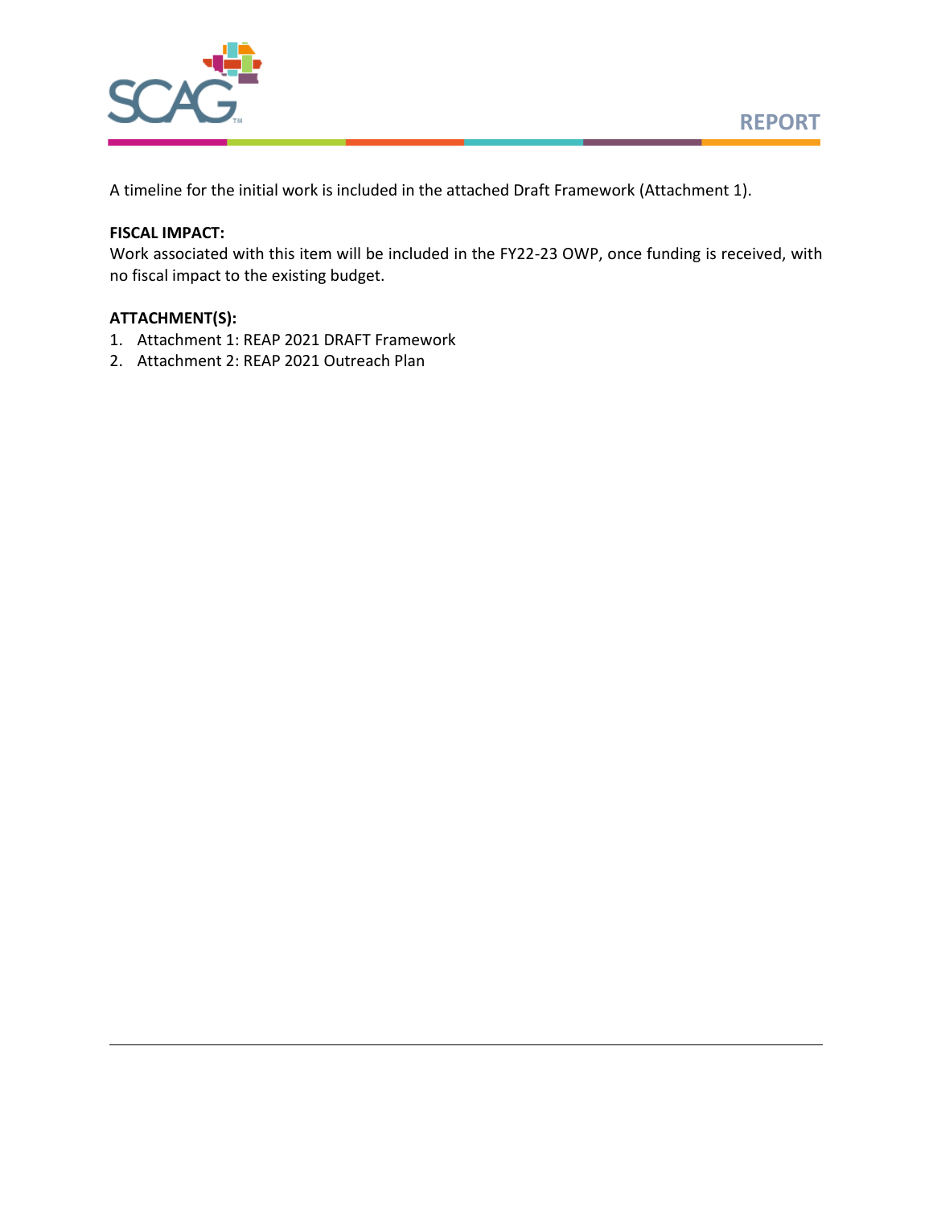A timeline for the initial work is included in the attached Draft Framework (Attachment 1).

**FISCAL IMPACT:**
Work associated with this item will be included in the FY22-23 OWP, once funding is received, with no fiscal impact to the existing budget.

**ATTACHMENT(S):**
1. Attachment 1: REAP 2021 DRAFT Framework
2. Attachment 2: REAP 2021 Outreach Plan